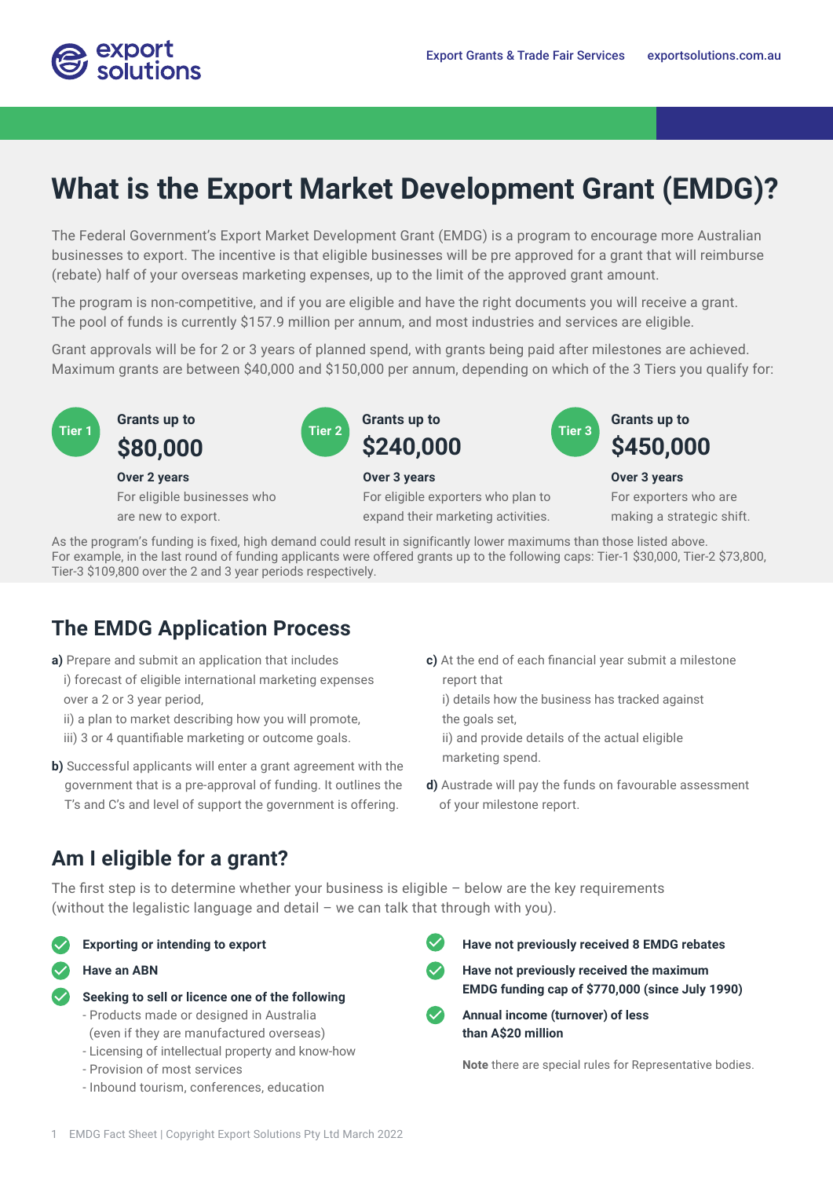# What is the Export Market Development Grant (EMDG)?

The Federal Government's Export Market Development Grant (EMDG) is a program to encourage more Australian businesses to export. The incentive is that eligible businesses will be pre approved for a grant that will reimburse (rebate) half of your overseas marketing expenses, up to the limit of the approved grant amount.

The program is non-competitive, and if you are eligible and have the right documents you will receive a grant. The pool of funds is currently $157.9 million per annum, and most industries and services are eligible.

Grant approvals will be for 2 or 3 years of planned spend, with grants being paid after milestones are achieved. Maximum grants are between $40,000 and $150,000 per annum, depending on which of the 3 Tiers you qualify for:

**Tier 1**
Grants up to
**$80,000**
**Over 2 years**
For eligible businesses who are new to export.

**Tier 2**
Grants up to
**$240,000**
**Over 3 years**
For eligible exporters who plan to expand their marketing activities.

**Tier 3**
Grants up to
**$450,000**
**Over 3 years**
For exporters who are making a strategic shift.

As the program's funding is fixed, high demand could result in significantly lower maximums than those listed above. For example, in the last round of funding applicants were offered grants up to the following caps: Tier-1 $30,000, Tier-2 $73,800, Tier-3 $109,800 over the 2 and 3 year periods respectively.

## The EMDG Application Process

**a)** Prepare and submit an application that includes
- i) forecast of eligible international marketing expenses over a 2 or 3 year period,
- ii) a plan to market describing how you will promote,
- iii) 3 or 4 quantifiable marketing or outcome goals.

**b)** Successful applicants will enter a grant agreement with the government that is a pre-approval of funding. It outlines the T's and C's and level of support the government is offering.

**c)** At the end of each financial year submit a milestone report that
- i) details how the business has tracked against the goals set,
- ii) and provide details of the actual eligible marketing spend.

**d)** Austrade will pay the funds on favourable assessment of your milestone report.

## Am I eligible for a grant?

The first step is to determine whether your business is eligible – below are the key requirements (without the legalistic language and detail – we can talk that through with you).

- **Exporting or intending to export**
- **Have an ABN**
- **Seeking to sell or licence one of the following**
  - Products made or designed in Australia (even if they are manufactured overseas)
  - Licensing of intellectual property and know-how
  - Provision of most services
  - Inbound tourism, conferences, education
- **Have not previously received 8 EMDG rebates**
- **Have not previously received the maximum EMDG funding cap of $770,000 (since July 1990)**
- **Annual income (turnover) of less than A$20 million**

**Note** there are special rules for Representative bodies.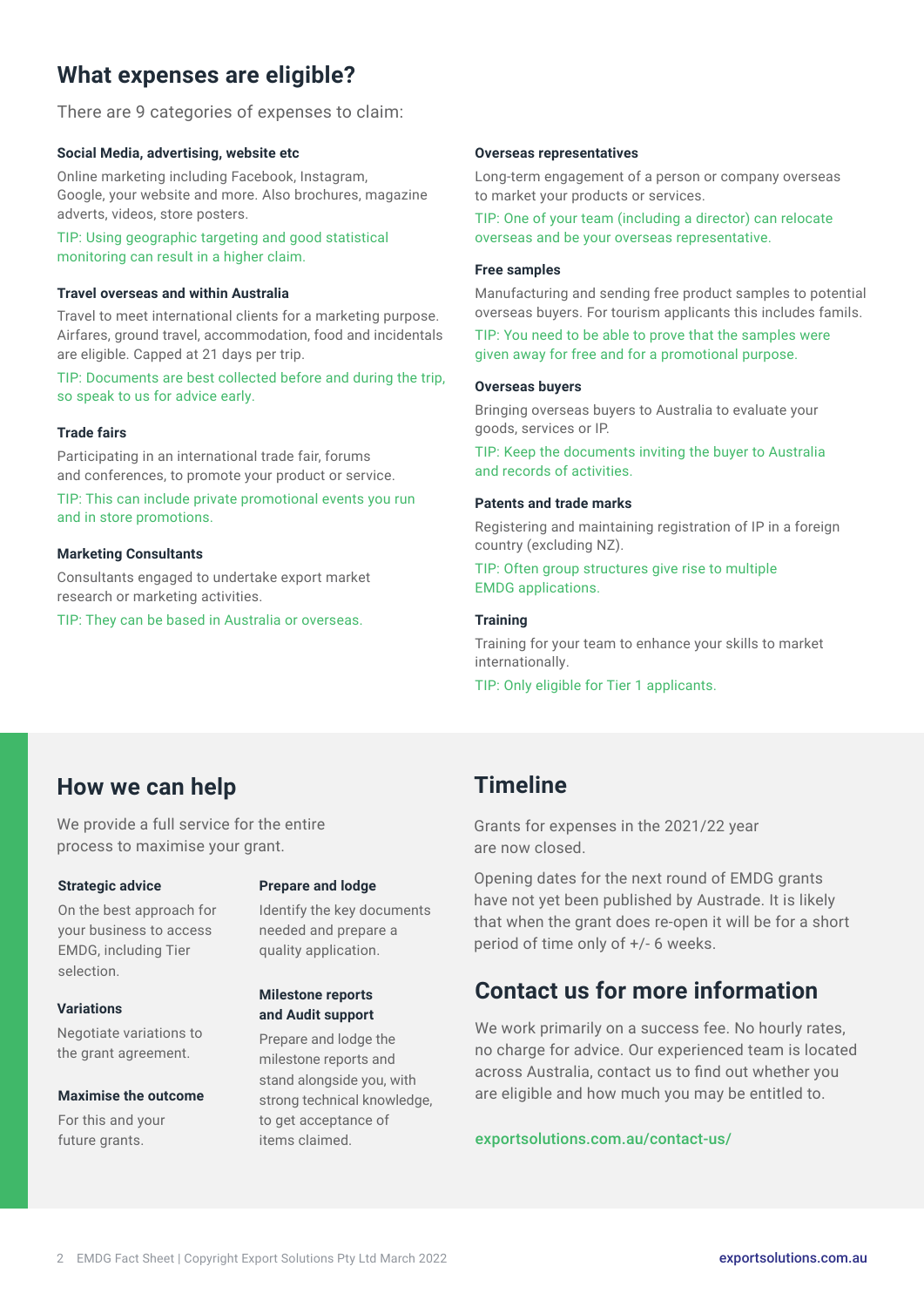## What expenses are eligible?

There are 9 categories of expenses to claim:

#### Social Media, advertising, website etc

Online marketing including Facebook, Instagram, Google, your website and more. Also brochures, magazine adverts, videos, store posters.

TIP: Using geographic targeting and good statistical monitoring can result in a higher claim.

#### Travel overseas and within Australia

Travel to meet international clients for a marketing purpose. Airfares, ground travel, accommodation, food and incidentals are eligible. Capped at 21 days per trip.

TIP: Documents are best collected before and during the trip, so speak to us for advice early.

#### Trade fairs

Participating in an international trade fair, forums and conferences, to promote your product or service.

TIP: This can include private promotional events you run and in store promotions.

#### Marketing Consultants

Consultants engaged to undertake export market research or marketing activities.

TIP: They can be based in Australia or overseas.

#### Overseas representatives

Long-term engagement of a person or company overseas to market your products or services.

TIP: One of your team (including a director) can relocate overseas and be your overseas representative.

#### Free samples

Manufacturing and sending free product samples to potential overseas buyers. For tourism applicants this includes famils.

TIP: You need to be able to prove that the samples were given away for free and for a promotional purpose.

#### Overseas buyers

Bringing overseas buyers to Australia to evaluate your goods, services or IP.

TIP: Keep the documents inviting the buyer to Australia and records of activities.

#### Patents and trade marks

Registering and maintaining registration of IP in a foreign country (excluding NZ).

TIP: Often group structures give rise to multiple EMDG applications.

#### Training

Training for your team to enhance your skills to market internationally.

TIP: Only eligible for Tier 1 applicants.

## How we can help

We provide a full service for the entire process to maximise your grant.

#### Strategic advice

On the best approach for your business to access EMDG, including Tier selection.

#### Variations

Negotiate variations to the grant agreement.

#### Maximise the outcome

For this and your future grants.

#### Prepare and lodge

Identify the key documents needed and prepare a quality application.

#### Milestone reports and Audit support

Prepare and lodge the milestone reports and stand alongside you, with strong technical knowledge, to get acceptance of items claimed.

## Timeline

Grants for expenses in the 2021/22 year are now closed.

Opening dates for the next round of EMDG grants have not yet been published by Austrade. It is likely that when the grant does re-open it will be for a short period of time only of +/- 6 weeks.

## Contact us for more information

We work primarily on a success fee. No hourly rates, no charge for advice. Our experienced team is located across Australia, contact us to find out whether you are eligible and how much you may be entitled to.

exportsolutions.com.au/contact-us/